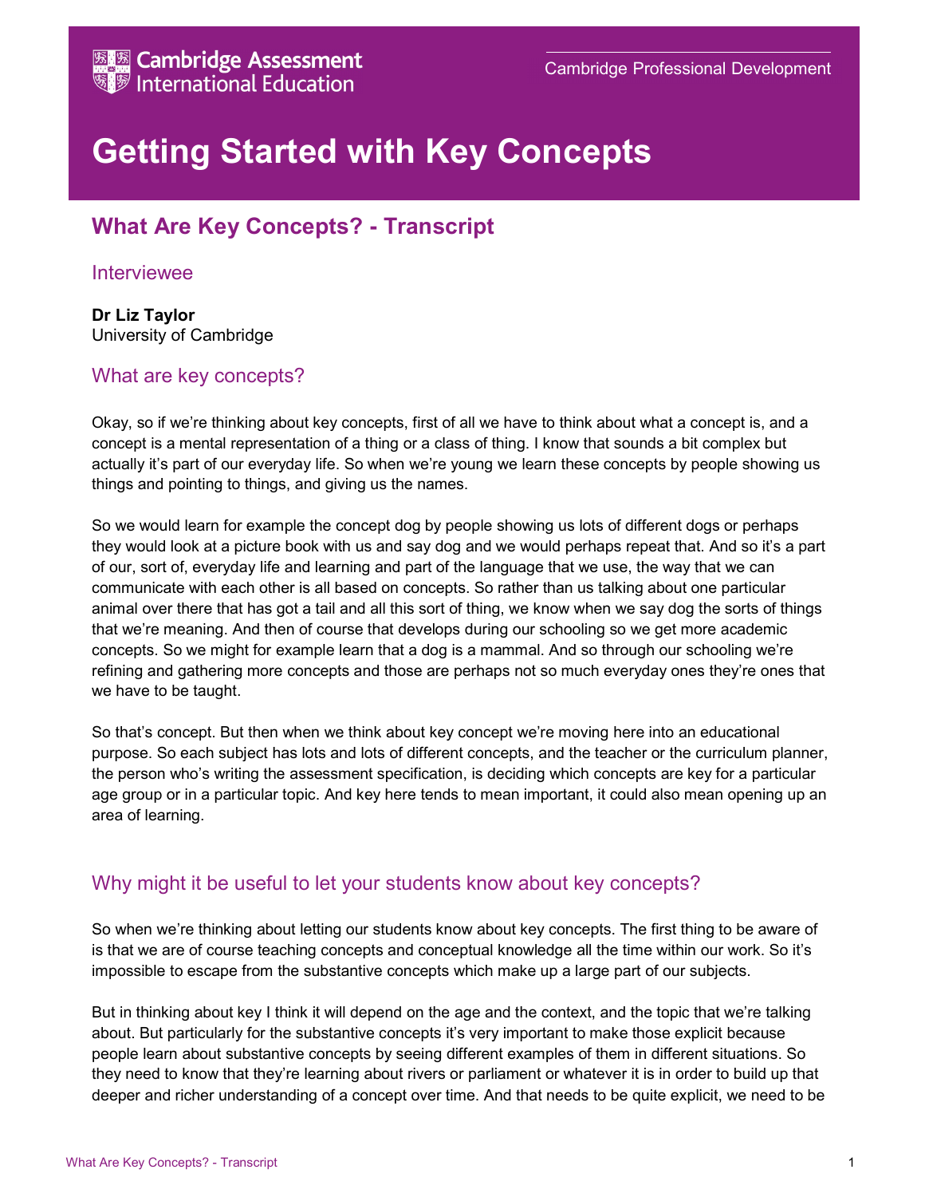Cambridge Assessment International Education

Cambridge Professional Development

# Getting Started with Key Concepts

## What Are Key Concepts? - Transcript

### Interviewee

**Dr Liz Taylor**
University of Cambridge

### What are key concepts?

Okay, so if we're thinking about key concepts, first of all we have to think about what a concept is, and a concept is a mental representation of a thing or a class of thing. I know that sounds a bit complex but actually it's part of our everyday life. So when we're young we learn these concepts by people showing us things and pointing to things, and giving us the names.

So we would learn for example the concept dog by people showing us lots of different dogs or perhaps they would look at a picture book with us and say dog and we would perhaps repeat that. And so it's a part of our, sort of, everyday life and learning and part of the language that we use, the way that we can communicate with each other is all based on concepts. So rather than us talking about one particular animal over there that has got a tail and all this sort of thing, we know when we say dog the sorts of things that we're meaning. And then of course that develops during our schooling so we get more academic concepts. So we might for example learn that a dog is a mammal. And so through our schooling we're refining and gathering more concepts and those are perhaps not so much everyday ones they're ones that we have to be taught.

So that's concept. But then when we think about key concept we're moving here into an educational purpose. So each subject has lots and lots of different concepts, and the teacher or the curriculum planner, the person who's writing the assessment specification, is deciding which concepts are key for a particular age group or in a particular topic. And key here tends to mean important, it could also mean opening up an area of learning.

### Why might it be useful to let your students know about key concepts?

So when we're thinking about letting our students know about key concepts. The first thing to be aware of is that we are of course teaching concepts and conceptual knowledge all the time within our work. So it's impossible to escape from the substantive concepts which make up a large part of our subjects.

But in thinking about key I think it will depend on the age and the context, and the topic that we're talking about. But particularly for the substantive concepts it's very important to make those explicit because people learn about substantive concepts by seeing different examples of them in different situations. So they need to know that they're learning about rivers or parliament or whatever it is in order to build up that deeper and richer understanding of a concept over time. And that needs to be quite explicit, we need to be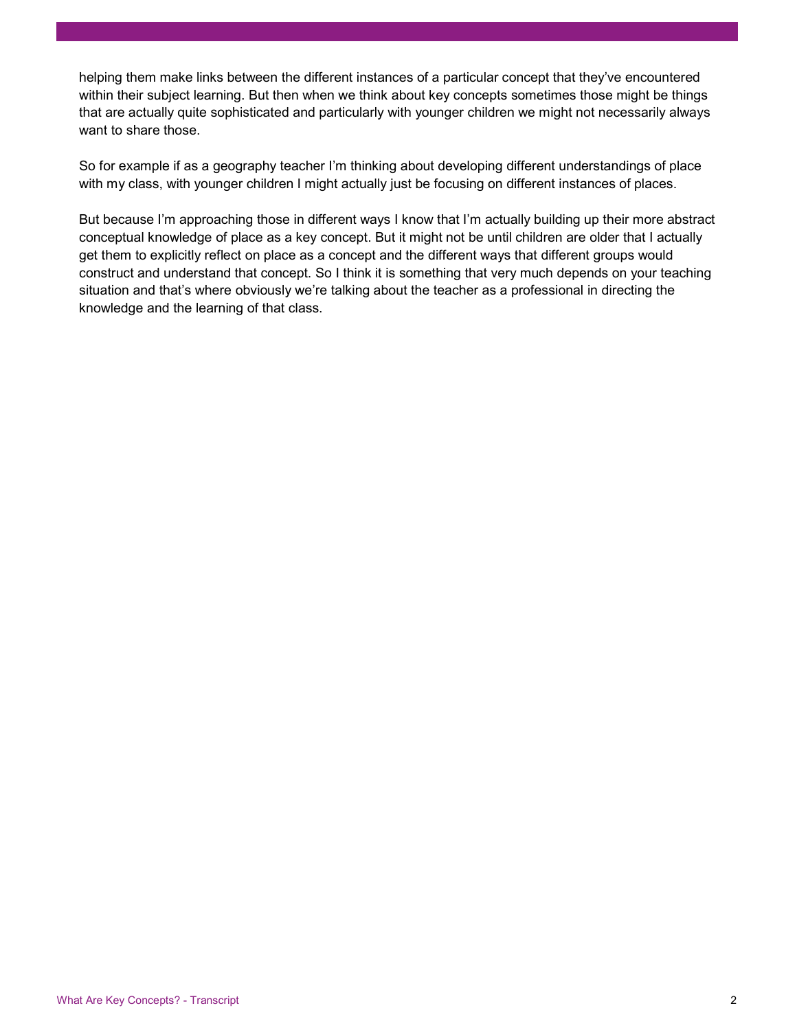helping them make links between the different instances of a particular concept that they've encountered within their subject learning. But then when we think about key concepts sometimes those might be things that are actually quite sophisticated and particularly with younger children we might not necessarily always want to share those.

So for example if as a geography teacher I'm thinking about developing different understandings of place with my class, with younger children I might actually just be focusing on different instances of places.

But because I'm approaching those in different ways I know that I'm actually building up their more abstract conceptual knowledge of place as a key concept. But it might not be until children are older that I actually get them to explicitly reflect on place as a concept and the different ways that different groups would construct and understand that concept. So I think it is something that very much depends on your teaching situation and that's where obviously we're talking about the teacher as a professional in directing the knowledge and the learning of that class.